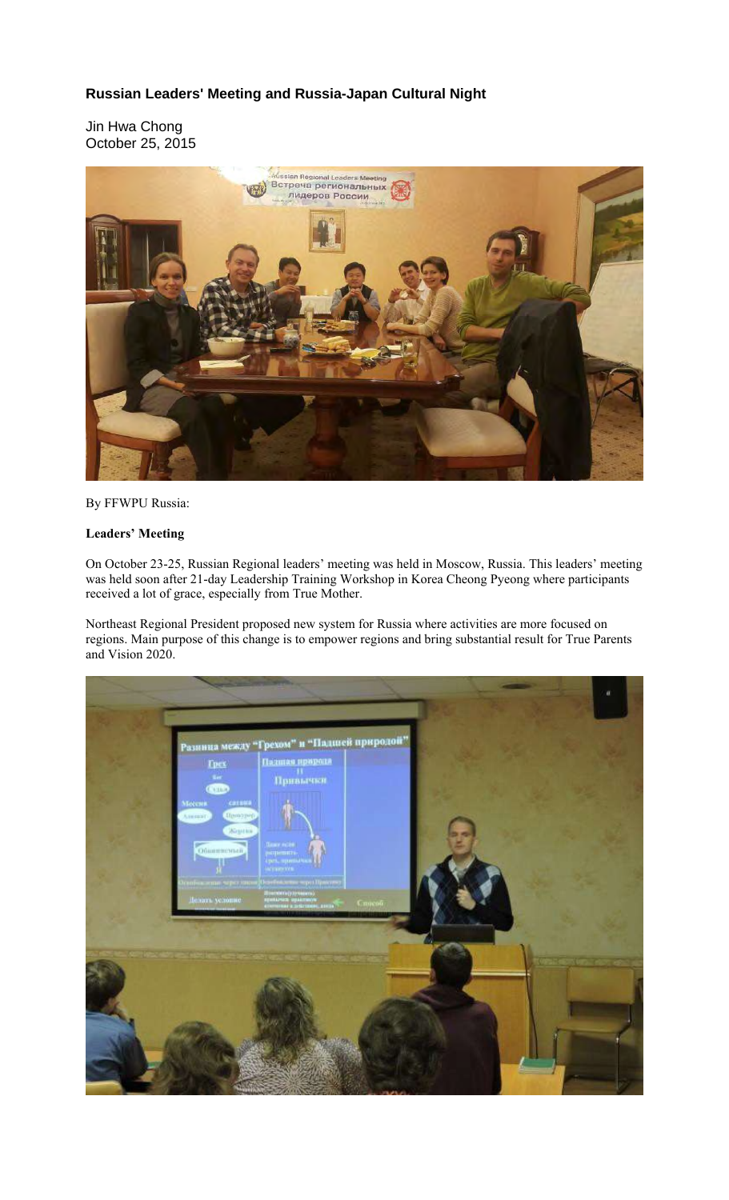# Russian Leaders' Meeting and Russia-Japan Cultural Night

Jin Hwa Chong
October 25, 2015

By FFWPU Russia:

**Leaders' Meeting**

On October 23-25, Russian Regional leaders' meeting was held in Moscow, Russia. This leaders' meeting was held soon after 21-day Leadership Training Workshop in Korea Cheong Pyeong where participants received a lot of grace, especially from True Mother.

Northeast Regional President proposed new system for Russia where activities are more focused on regions. Main purpose of this change is to empower regions and bring substantial result for True Parents and Vision 2020.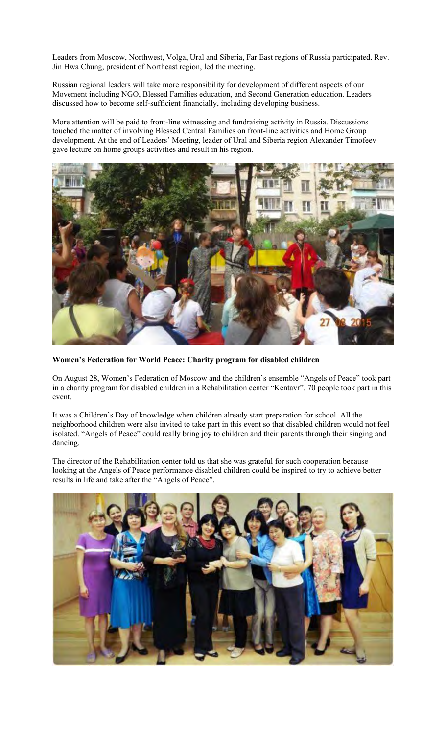Leaders from Moscow, Northwest, Volga, Ural and Siberia, Far East regions of Russia participated. Rev. Jin Hwa Chung, president of Northeast region, led the meeting.

Russian regional leaders will take more responsibility for development of different aspects of our Movement including NGO, Blessed Families education, and Second Generation education. Leaders discussed how to become self-sufficient financially, including developing business.

More attention will be paid to front-line witnessing and fundraising activity in Russia. Discussions touched the matter of involving Blessed Central Families on front-line activities and Home Group development. At the end of Leaders' Meeting, leader of Ural and Siberia region Alexander Timofeev gave lecture on home groups activities and result in his region.

**Women's Federation for World Peace: Charity program for disabled children**

On August 28, Women's Federation of Moscow and the children's ensemble "Angels of Peace" took part in a charity program for disabled children in a Rehabilitation center "Kentavr". 70 people took part in this event.

It was a Children's Day of knowledge when children already start preparation for school. All the neighborhood children were also invited to take part in this event so that disabled children would not feel isolated. "Angels of Peace" could really bring joy to children and their parents through their singing and dancing.

The director of the Rehabilitation center told us that she was grateful for such cooperation because looking at the Angels of Peace performance disabled children could be inspired to try to achieve better results in life and take after the "Angels of Peace".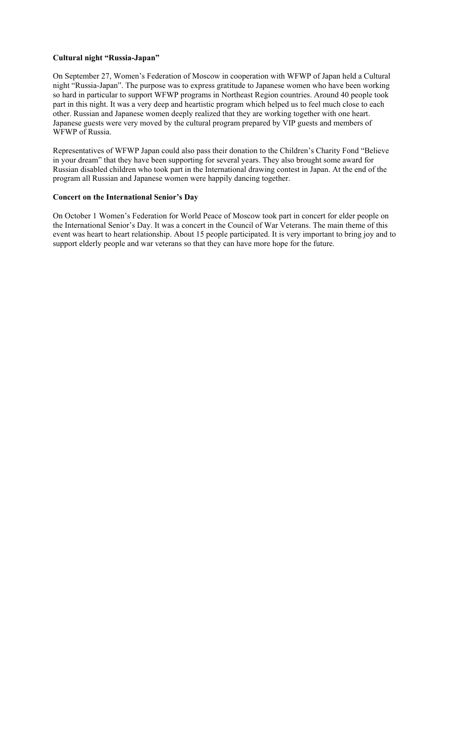**Cultural night "Russia-Japan"**

On September 27, Women's Federation of Moscow in cooperation with WFWP of Japan held a Cultural night "Russia-Japan". The purpose was to express gratitude to Japanese women who have been working so hard in particular to support WFWP programs in Northeast Region countries. Around 40 people took part in this night. It was a very deep and heartistic program which helped us to feel much close to each other. Russian and Japanese women deeply realized that they are working together with one heart. Japanese guests were very moved by the cultural program prepared by VIP guests and members of WFWP of Russia.

Representatives of WFWP Japan could also pass their donation to the Children's Charity Fond "Believe in your dream" that they have been supporting for several years. They also brought some award for Russian disabled children who took part in the International drawing contest in Japan. At the end of the program all Russian and Japanese women were happily dancing together.

**Concert on the International Senior's Day**

On October 1 Women's Federation for World Peace of Moscow took part in concert for elder people on the International Senior's Day. It was a concert in the Council of War Veterans. The main theme of this event was heart to heart relationship. About 15 people participated. It is very important to bring joy and to support elderly people and war veterans so that they can have more hope for the future.